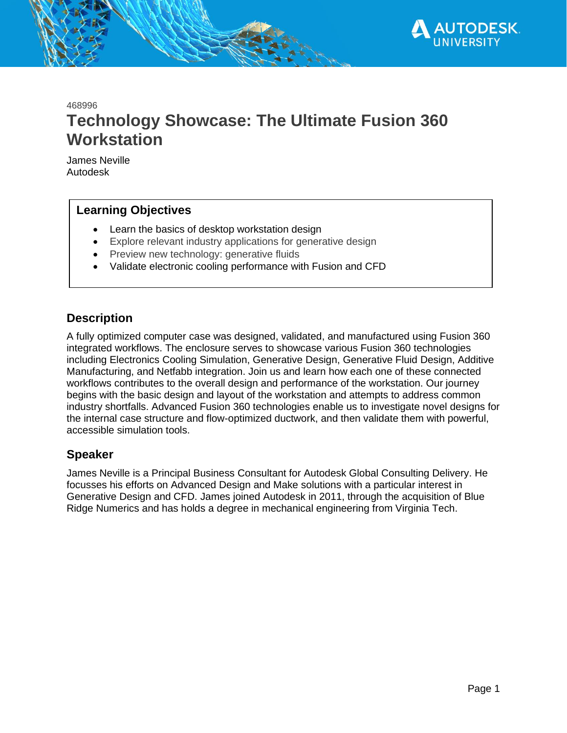468996

# Technology Showcase: The Ultimate Fusion 360 Workstation

James Neville
Autodesk

## Learning Objectives

- Learn the basics of desktop workstation design
- Explore relevant industry applications for generative design
- Preview new technology: generative fluids
- Validate electronic cooling performance with Fusion and CFD

## Description

A fully optimized computer case was designed, validated, and manufactured using Fusion 360 integrated workflows. The enclosure serves to showcase various Fusion 360 technologies including Electronics Cooling Simulation, Generative Design, Generative Fluid Design, Additive Manufacturing, and Netfabb integration. Join us and learn how each one of these connected workflows contributes to the overall design and performance of the workstation. Our journey begins with the basic design and layout of the workstation and attempts to address common industry shortfalls. Advanced Fusion 360 technologies enable us to investigate novel designs for the internal case structure and flow-optimized ductwork, and then validate them with powerful, accessible simulation tools.

## Speaker

James Neville is a Principal Business Consultant for Autodesk Global Consulting Delivery. He focusses his efforts on Advanced Design and Make solutions with a particular interest in Generative Design and CFD. James joined Autodesk in 2011, through the acquisition of Blue Ridge Numerics and has holds a degree in mechanical engineering from Virginia Tech.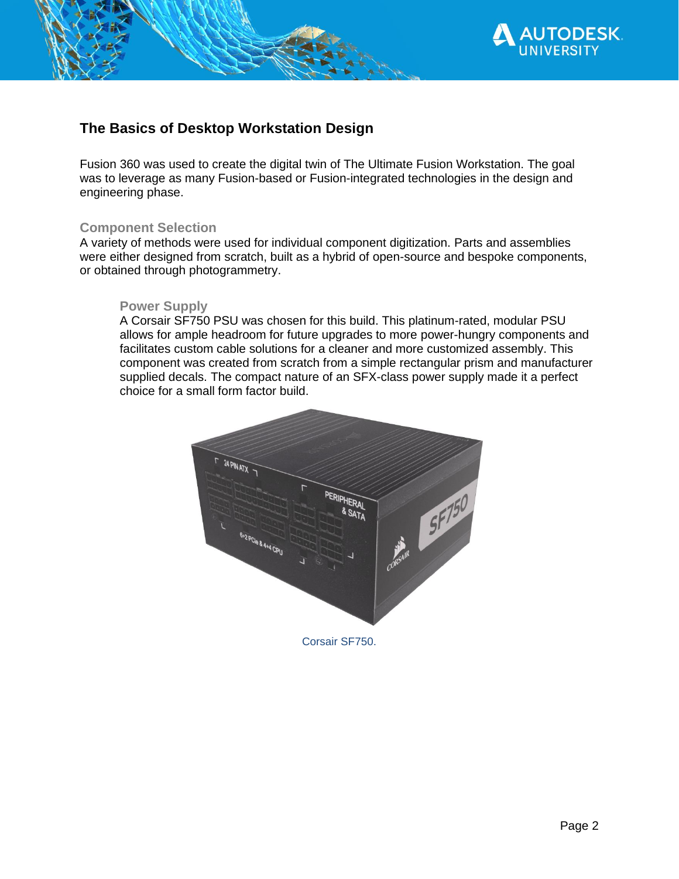## The Basics of Desktop Workstation Design

Fusion 360 was used to create the digital twin of The Ultimate Fusion Workstation. The goal was to leverage as many Fusion-based or Fusion-integrated technologies in the design and engineering phase.

### Component Selection

A variety of methods were used for individual component digitization. Parts and assemblies were either designed from scratch, built as a hybrid of open-source and bespoke components, or obtained through photogrammetry.

#### Power Supply

A Corsair SF750 PSU was chosen for this build. This platinum-rated, modular PSU allows for ample headroom for future upgrades to more power-hungry components and facilitates custom cable solutions for a cleaner and more customized assembly. This component was created from scratch from a simple rectangular prism and manufacturer supplied decals. The compact nature of an SFX-class power supply made it a perfect choice for a small form factor build.

Corsair SF750.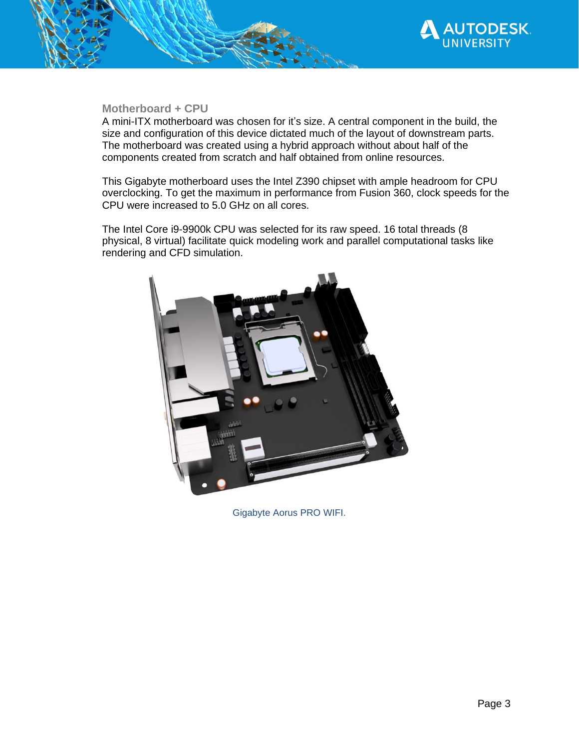## Motherboard + CPU

A mini-ITX motherboard was chosen for it's size. A central component in the build, the size and configuration of this device dictated much of the layout of downstream parts. The motherboard was created using a hybrid approach without about half of the components created from scratch and half obtained from online resources.

This Gigabyte motherboard uses the Intel Z390 chipset with ample headroom for CPU overclocking. To get the maximum in performance from Fusion 360, clock speeds for the CPU were increased to 5.0 GHz on all cores.

The Intel Core i9-9900k CPU was selected for its raw speed. 16 total threads (8 physical, 8 virtual) facilitate quick modeling work and parallel computational tasks like rendering and CFD simulation.

Gigabyte Aorus PRO WIFI.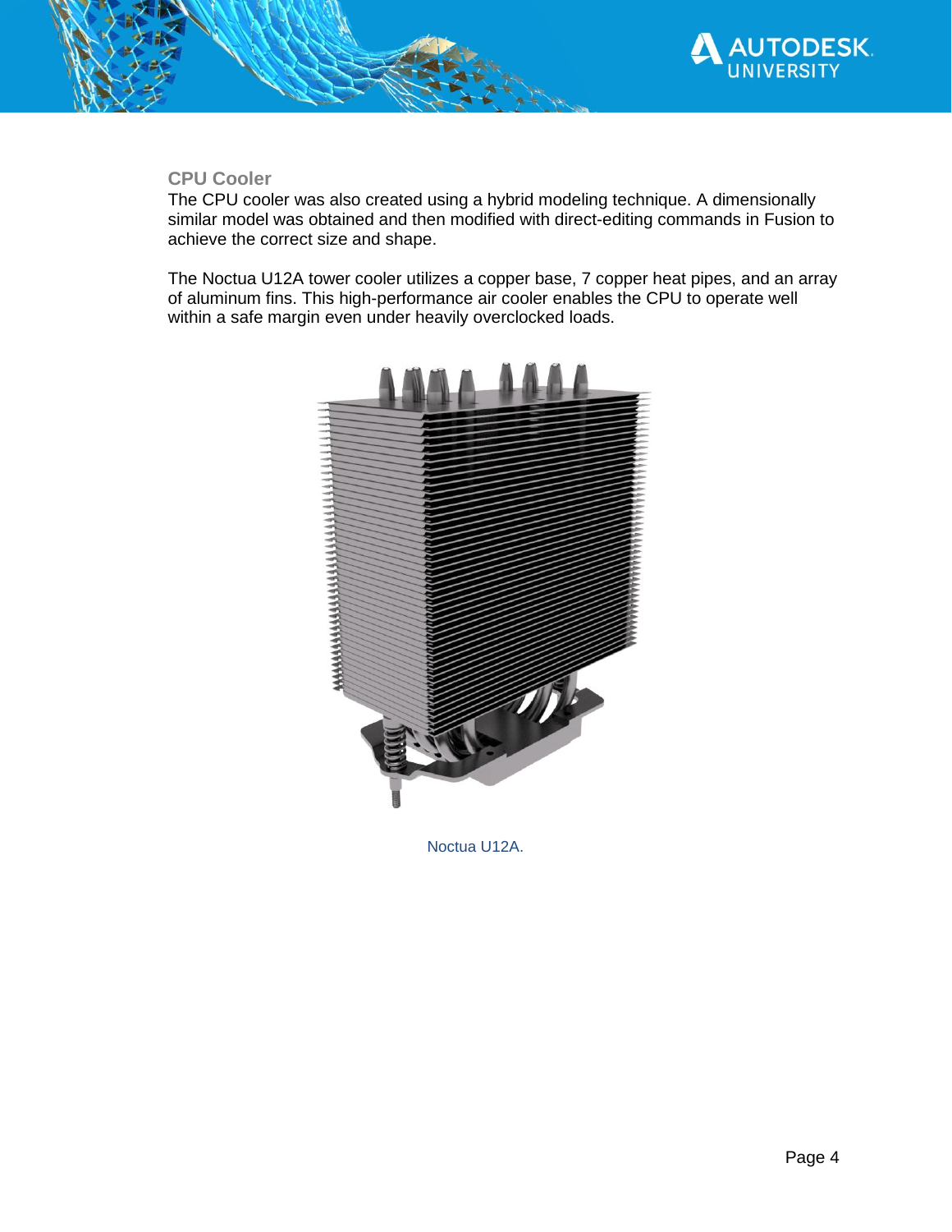### CPU Cooler

The CPU cooler was also created using a hybrid modeling technique. A dimensionally similar model was obtained and then modified with direct-editing commands in Fusion to achieve the correct size and shape.

The Noctua U12A tower cooler utilizes a copper base, 7 copper heat pipes, and an array of aluminum fins. This high-performance air cooler enables the CPU to operate well within a safe margin even under heavily overclocked loads.

Noctua U12A.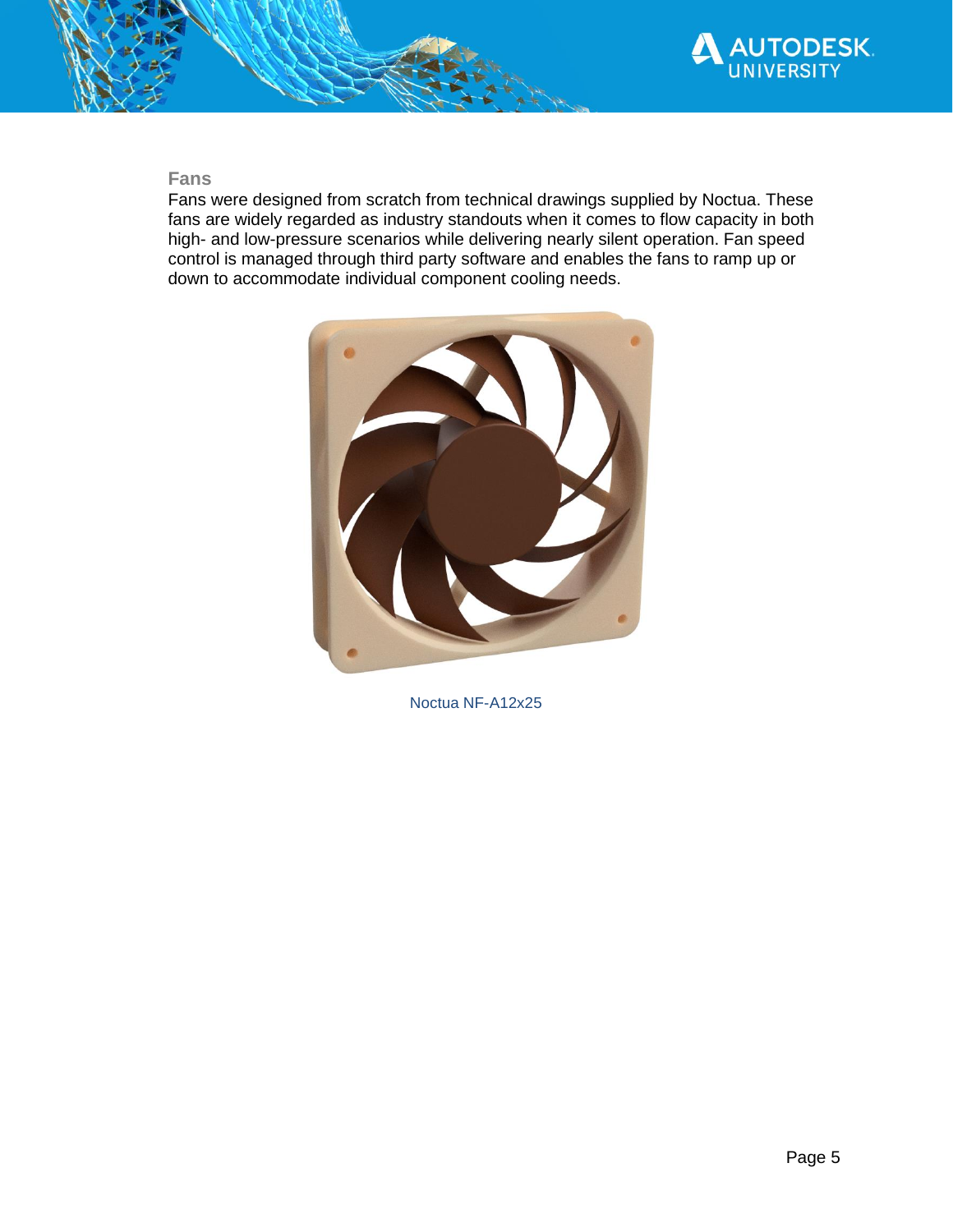### Fans

Fans were designed from scratch from technical drawings supplied by Noctua. These fans are widely regarded as industry standouts when it comes to flow capacity in both high- and low-pressure scenarios while delivering nearly silent operation. Fan speed control is managed through third party software and enables the fans to ramp up or down to accommodate individual component cooling needs.

Noctua NF-A12x25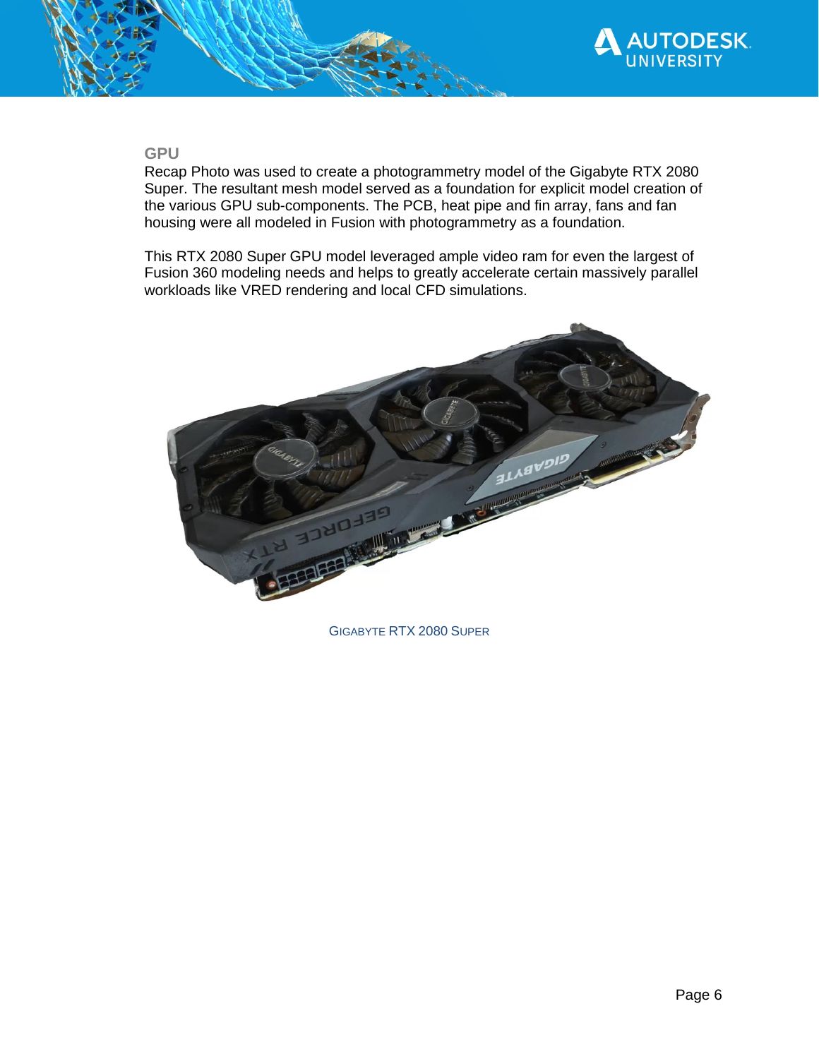## GPU

Recap Photo was used to create a photogrammetry model of the Gigabyte RTX 2080 Super. The resultant mesh model served as a foundation for explicit model creation of the various GPU sub-components. The PCB, heat pipe and fin array, fans and fan housing were all modeled in Fusion with photogrammetry as a foundation.

This RTX 2080 Super GPU model leveraged ample video ram for even the largest of Fusion 360 modeling needs and helps to greatly accelerate certain massively parallel workloads like VRED rendering and local CFD simulations.

GIGABYTE RTX 2080 SUPER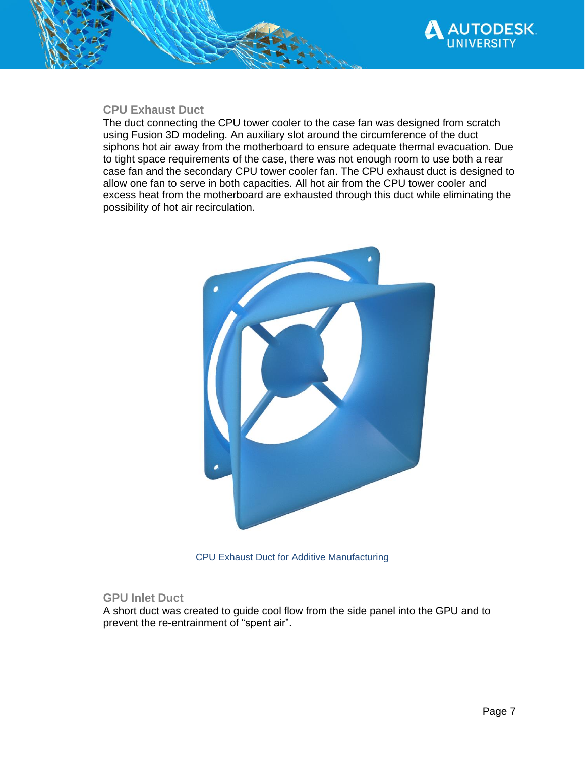### CPU Exhaust Duct

The duct connecting the CPU tower cooler to the case fan was designed from scratch using Fusion 3D modeling. An auxiliary slot around the circumference of the duct siphons hot air away from the motherboard to ensure adequate thermal evacuation. Due to tight space requirements of the case, there was not enough room to use both a rear case fan and the secondary CPU tower cooler fan. The CPU exhaust duct is designed to allow one fan to serve in both capacities. All hot air from the CPU tower cooler and excess heat from the motherboard are exhausted through this duct while eliminating the possibility of hot air recirculation.

CPU Exhaust Duct for Additive Manufacturing

### GPU Inlet Duct

A short duct was created to guide cool flow from the side panel into the GPU and to prevent the re-entrainment of "spent air".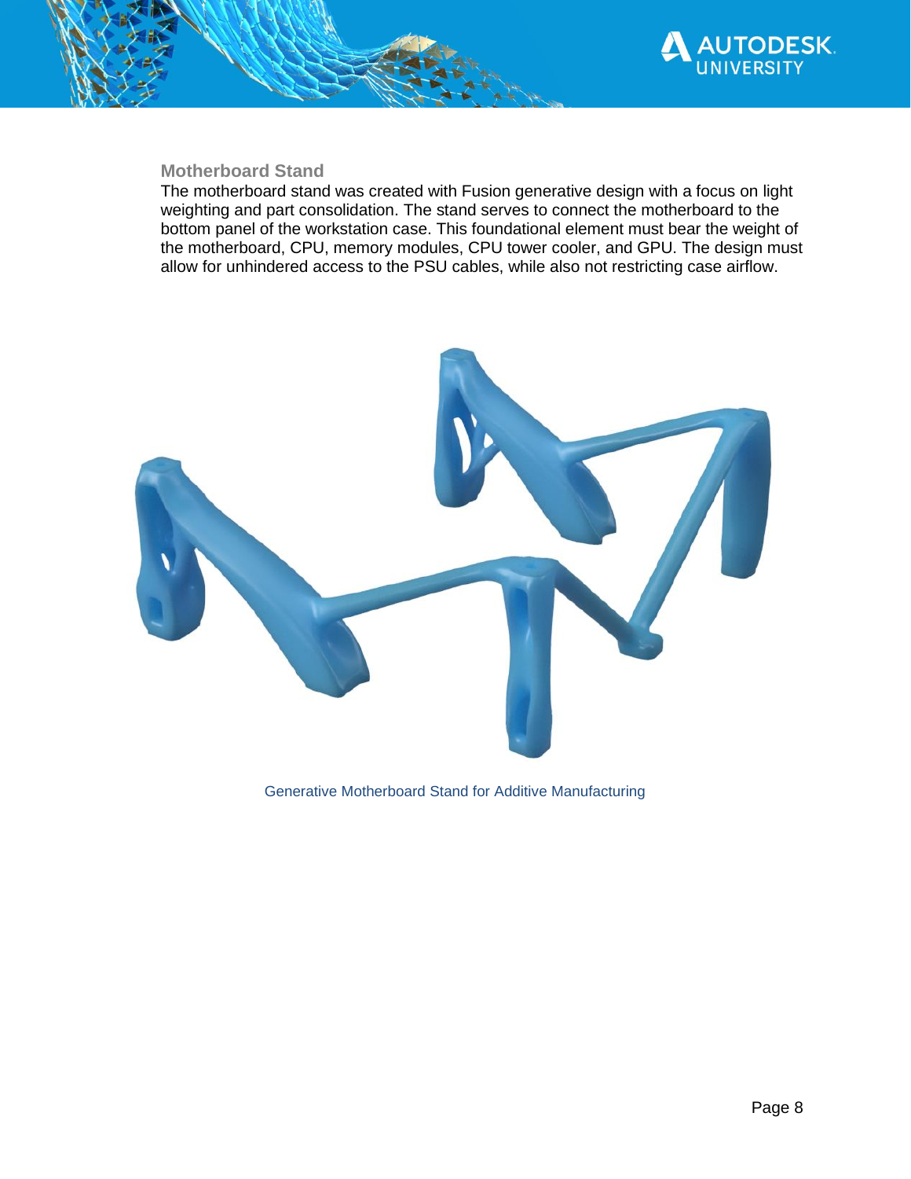### Motherboard Stand

The motherboard stand was created with Fusion generative design with a focus on light weighting and part consolidation. The stand serves to connect the motherboard to the bottom panel of the workstation case. This foundational element must bear the weight of the motherboard, CPU, memory modules, CPU tower cooler, and GPU. The design must allow for unhindered access to the PSU cables, while also not restricting case airflow.

Generative Motherboard Stand for Additive Manufacturing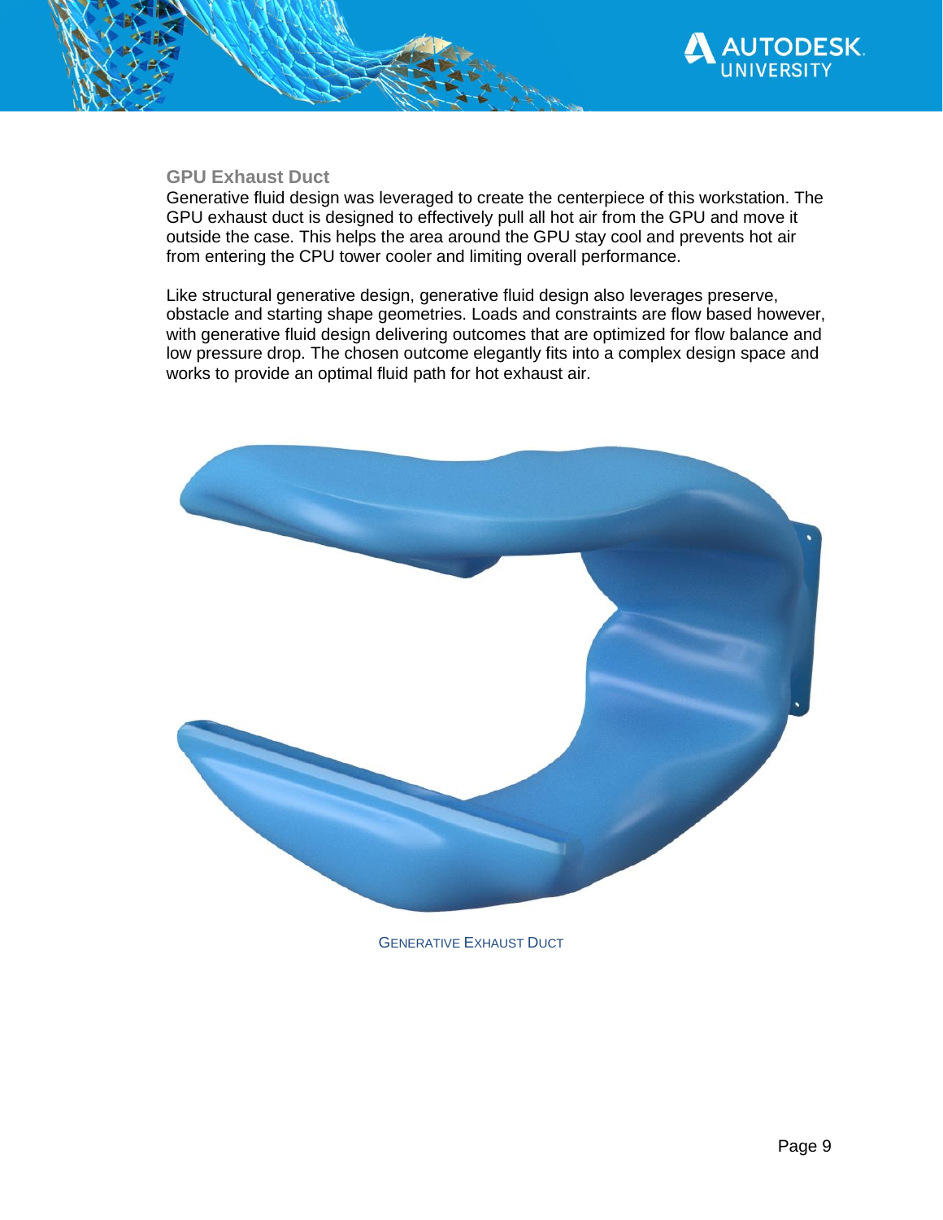### GPU Exhaust Duct

Generative fluid design was leveraged to create the centerpiece of this workstation. The GPU exhaust duct is designed to effectively pull all hot air from the GPU and move it outside the case. This helps the area around the GPU stay cool and prevents hot air from entering the CPU tower cooler and limiting overall performance.

Like structural generative design, generative fluid design also leverages preserve, obstacle and starting shape geometries. Loads and constraints are flow based however, with generative fluid design delivering outcomes that are optimized for flow balance and low pressure drop. The chosen outcome elegantly fits into a complex design space and works to provide an optimal fluid path for hot exhaust air.

GENERATIVE EXHAUST DUCT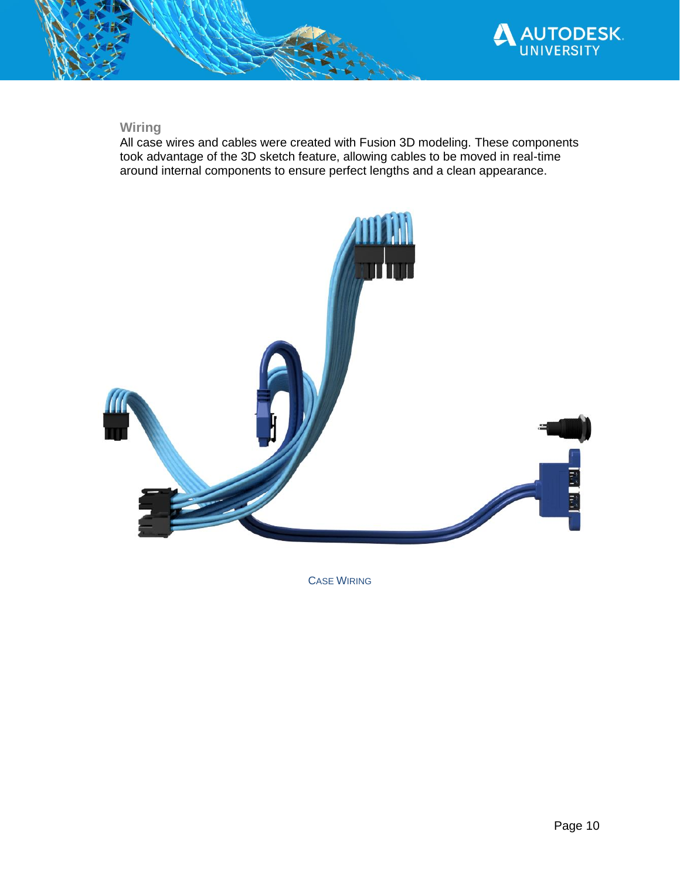## Wiring

All case wires and cables were created with Fusion 3D modeling. These components took advantage of the 3D sketch feature, allowing cables to be moved in real-time around internal components to ensure perfect lengths and a clean appearance.

CASE WIRING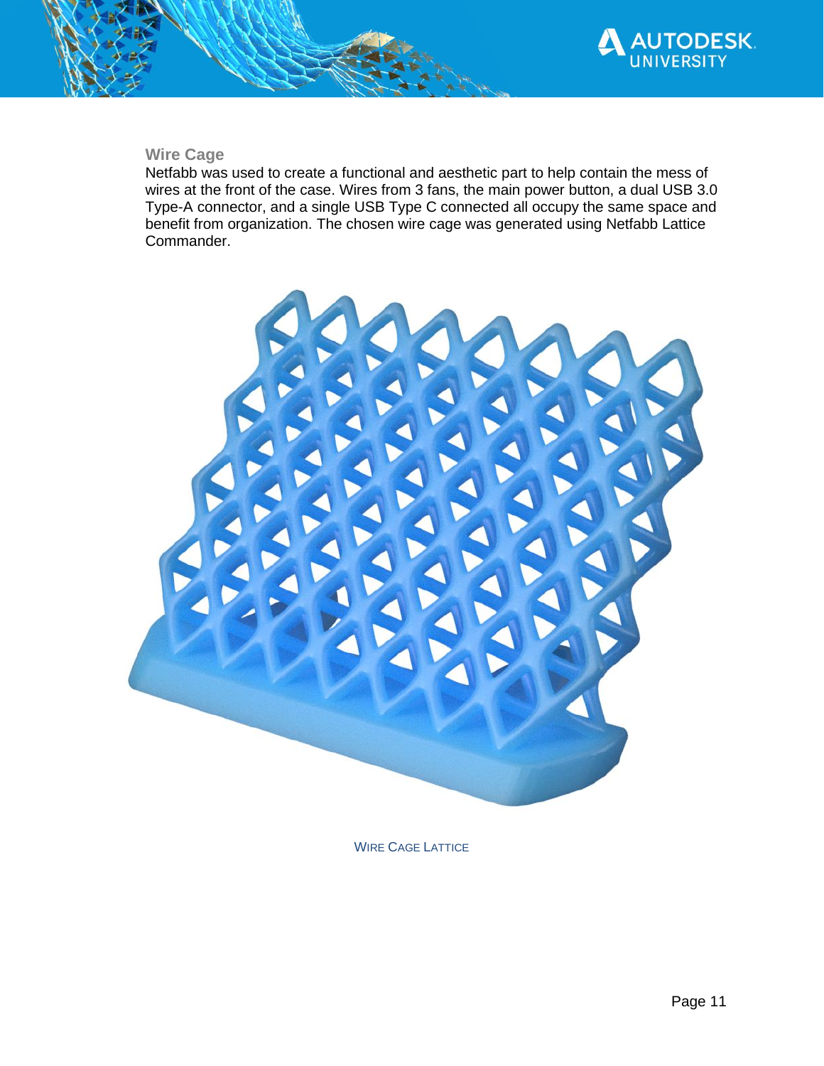### Wire Cage

Netfabb was used to create a functional and aesthetic part to help contain the mess of wires at the front of the case. Wires from 3 fans, the main power button, a dual USB 3.0 Type-A connector, and a single USB Type C connected all occupy the same space and benefit from organization. The chosen wire cage was generated using Netfabb Lattice Commander.

WIRE CAGE LATTICE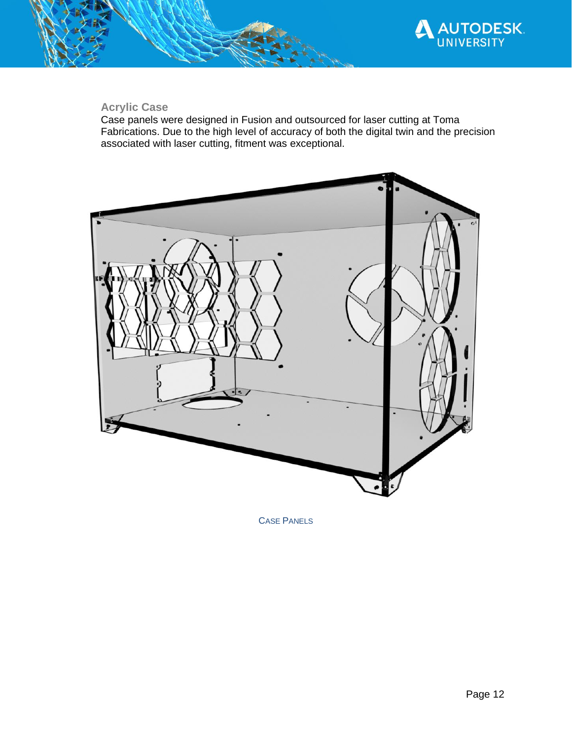### Acrylic Case

Case panels were designed in Fusion and outsourced for laser cutting at Toma Fabrications. Due to the high level of accuracy of both the digital twin and the precision associated with laser cutting, fitment was exceptional.

CASE PANELS